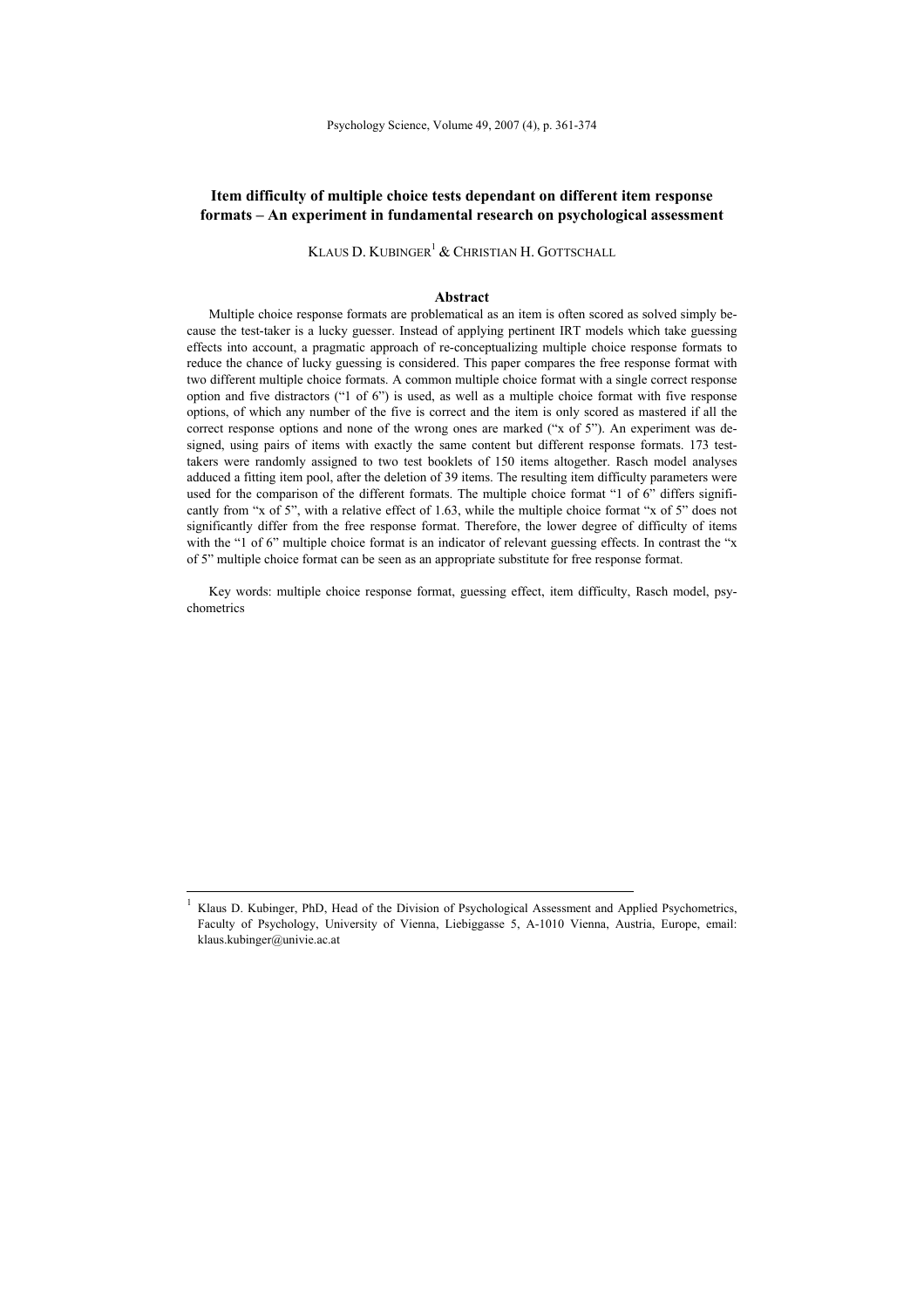# Item difficulty of multiple choice tests dependant on different item response formats – An experiment in fundamental research on psychological assessment

KLAUS D. KUBINGER[1] & CHRISTIAN H. GOTTSCHALL

## Abstract

Multiple choice response formats are problematical as an item is often scored as solved simply because the test-taker is a lucky guesser. Instead of applying pertinent IRT models which take guessing effects into account, a pragmatic approach of re-conceptualizing multiple choice response formats to reduce the chance of lucky guessing is considered. This paper compares the free response format with two different multiple choice formats. A common multiple choice format with a single correct response option and five distractors ("1 of 6") is used, as well as a multiple choice format with five response options, of which any number of the five is correct and the item is only scored as mastered if all the correct response options and none of the wrong ones are marked ("x of 5"). An experiment was designed, using pairs of items with exactly the same content but different response formats. 173 test-takers were randomly assigned to two test booklets of 150 items altogether. Rasch model analyses adduced a fitting item pool, after the deletion of 39 items. The resulting item difficulty parameters were used for the comparison of the different formats. The multiple choice format "1 of 6" differs significantly from "x of 5", with a relative effect of 1.63, while the multiple choice format "x of 5" does not significantly differ from the free response format. Therefore, the lower degree of difficulty of items with the "1 of 6" multiple choice format is an indicator of relevant guessing effects. In contrast the "x of 5" multiple choice format can be seen as an appropriate substitute for free response format.

Key words: multiple choice response format, guessing effect, item difficulty, Rasch model, psychometrics

---

[1] Klaus D. Kubinger, PhD, Head of the Division of Psychological Assessment and Applied Psychometrics, Faculty of Psychology, University of Vienna, Liebiggasse 5, A-1010 Vienna, Austria, Europe, email: klaus.kubinger@univie.ac.at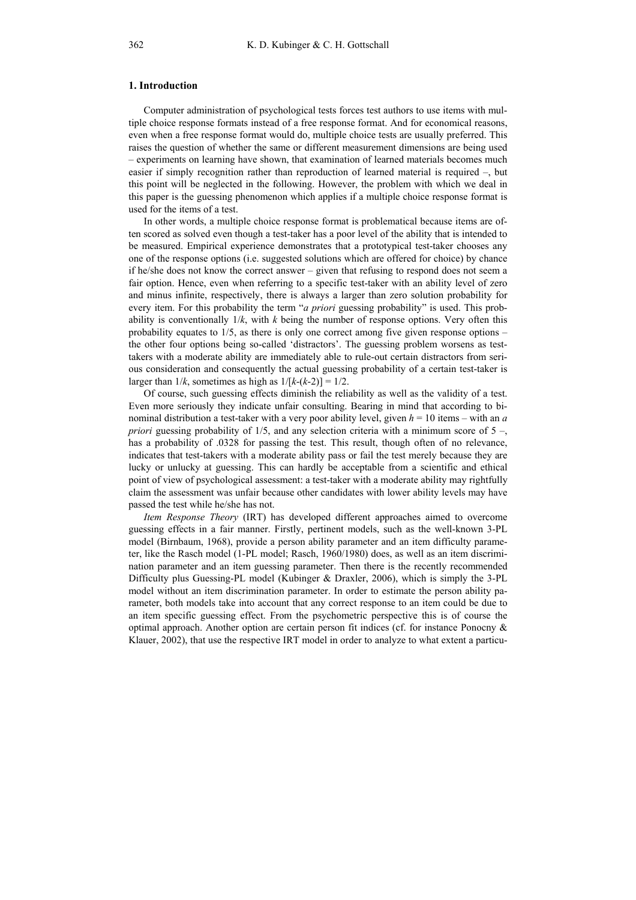## 1. Introduction

Computer administration of psychological tests forces test authors to use items with multiple choice response formats instead of a free response format. And for economical reasons, even when a free response format would do, multiple choice tests are usually preferred. This raises the question of whether the same or different measurement dimensions are being used – experiments on learning have shown, that examination of learned materials becomes much easier if simply recognition rather than reproduction of learned material is required –, but this point will be neglected in the following. However, the problem with which we deal in this paper is the guessing phenomenon which applies if a multiple choice response format is used for the items of a test.

In other words, a multiple choice response format is problematical because items are often scored as solved even though a test-taker has a poor level of the ability that is intended to be measured. Empirical experience demonstrates that a prototypical test-taker chooses any one of the response options (i.e. suggested solutions which are offered for choice) by chance if he/she does not know the correct answer – given that refusing to respond does not seem a fair option. Hence, even when referring to a specific test-taker with an ability level of zero and minus infinite, respectively, there is always a larger than zero solution probability for every item. For this probability the term "*a priori* guessing probability" is used. This probability is conventionally $1/k$, with $k$ being the number of response options. Very often this probability equates to 1/5, as there is only one correct among five given response options – the other four options being so-called 'distractors'. The guessing problem worsens as test-takers with a moderate ability are immediately able to rule-out certain distractors from serious consideration and consequently the actual guessing probability of a certain test-taker is larger than $1/k$, sometimes as high as $1/[k-(k-2)] = 1/2$.

Of course, such guessing effects diminish the reliability as well as the validity of a test. Even more seriously they indicate unfair consulting. Bearing in mind that according to binominal distribution a test-taker with a very poor ability level, given $h = 10$ items – with an *a priori* guessing probability of 1/5, and any selection criteria with a minimum score of 5 –, has a probability of .0328 for passing the test. This result, though often of no relevance, indicates that test-takers with a moderate ability pass or fail the test merely because they are lucky or unlucky at guessing. This can hardly be acceptable from a scientific and ethical point of view of psychological assessment: a test-taker with a moderate ability may rightfully claim the assessment was unfair because other candidates with lower ability levels may have passed the test while he/she has not.

*Item Response Theory* (IRT) has developed different approaches aimed to overcome guessing effects in a fair manner. Firstly, pertinent models, such as the well-known 3-PL model (Birnbaum, 1968), provide a person ability parameter and an item difficulty parameter, like the Rasch model (1-PL model; Rasch, 1960/1980) does, as well as an item discrimination parameter and an item guessing parameter. Then there is the recently recommended Difficulty plus Guessing-PL model (Kubinger & Draxler, 2006), which is simply the 3-PL model without an item discrimination parameter. In order to estimate the person ability parameter, both models take into account that any correct response to an item could be due to an item specific guessing effect. From the psychometric perspective this is of course the optimal approach. Another option are certain person fit indices (cf. for instance Ponocny & Klauer, 2002), that use the respective IRT model in order to analyze to what extent a particu-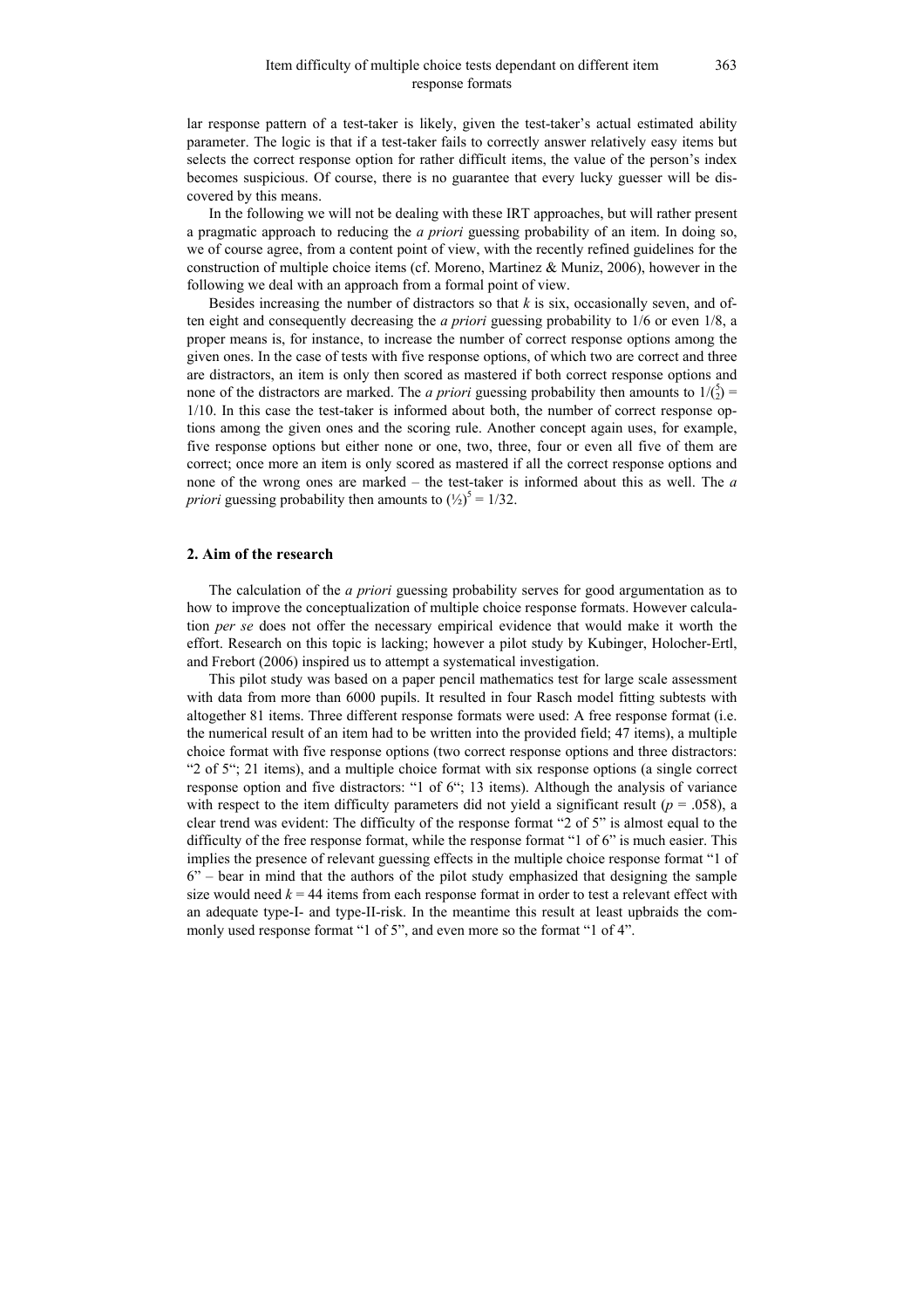lar response pattern of a test-taker is likely, given the test-taker's actual estimated ability parameter. The logic is that if a test-taker fails to correctly answer relatively easy items but selects the correct response option for rather difficult items, the value of the person's index becomes suspicious. Of course, there is no guarantee that every lucky guesser will be discovered by this means.

In the following we will not be dealing with these IRT approaches, but will rather present a pragmatic approach to reducing the *a priori* guessing probability of an item. In doing so, we of course agree, from a content point of view, with the recently refined guidelines for the construction of multiple choice items (cf. Moreno, Martinez & Muniz, 2006), however in the following we deal with an approach from a formal point of view.

Besides increasing the number of distractors so that *k* is six, occasionally seven, and often eight and consequently decreasing the *a priori* guessing probability to 1/6 or even 1/8, a proper means is, for instance, to increase the number of correct response options among the given ones. In the case of tests with five response options, of which two are correct and three are distractors, an item is only then scored as mastered if both correct response options and none of the distractors are marked. The *a priori* guessing probability then amounts to $1/\binom{5}{2} = 1/10$. In this case the test-taker is informed about both, the number of correct response options among the given ones and the scoring rule. Another concept again uses, for example, five response options but either none or one, two, three, four or even all five of them are correct; once more an item is only scored as mastered if all the correct response options and none of the wrong ones are marked – the test-taker is informed about this as well. The *a priori* guessing probability then amounts to $(½)^5 = 1/32$.

## 2. Aim of the research

The calculation of the *a priori* guessing probability serves for good argumentation as to how to improve the conceptualization of multiple choice response formats. However calculation *per se* does not offer the necessary empirical evidence that would make it worth the effort. Research on this topic is lacking; however a pilot study by Kubinger, Holocher-Ertl, and Frebort (2006) inspired us to attempt a systematical investigation.

This pilot study was based on a paper pencil mathematics test for large scale assessment with data from more than 6000 pupils. It resulted in four Rasch model fitting subtests with altogether 81 items. Three different response formats were used: A free response format (i.e. the numerical result of an item had to be written into the provided field; 47 items), a multiple choice format with five response options (two correct response options and three distractors: "2 of 5"; 21 items), and a multiple choice format with six response options (a single correct response option and five distractors: "1 of 6"; 13 items). Although the analysis of variance with respect to the item difficulty parameters did not yield a significant result ($p = .058$), a clear trend was evident: The difficulty of the response format "2 of 5" is almost equal to the difficulty of the free response format, while the response format "1 of 6" is much easier. This implies the presence of relevant guessing effects in the multiple choice response format "1 of 6" – bear in mind that the authors of the pilot study emphasized that designing the sample size would need $k = 44$ items from each response format in order to test a relevant effect with an adequate type-I- and type-II-risk. In the meantime this result at least upbraids the commonly used response format "1 of 5", and even more so the format "1 of 4".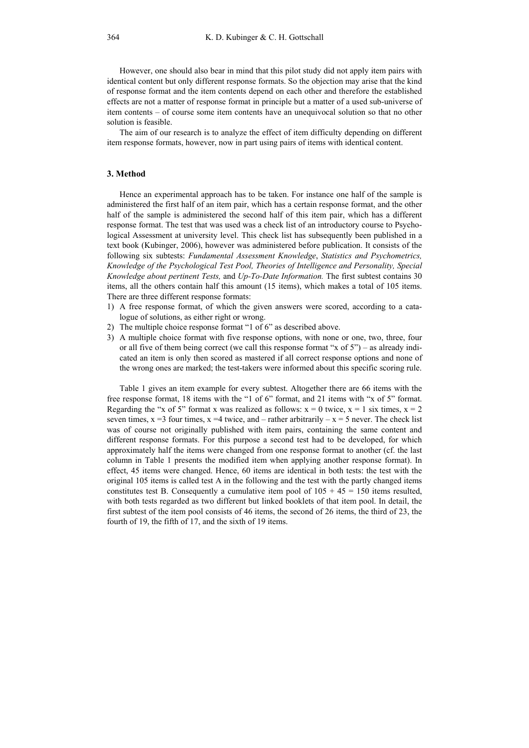However, one should also bear in mind that this pilot study did not apply item pairs with identical content but only different response formats. So the objection may arise that the kind of response format and the item contents depend on each other and therefore the established effects are not a matter of response format in principle but a matter of a used sub-universe of item contents – of course some item contents have an unequivocal solution so that no other solution is feasible.

The aim of our research is to analyze the effect of item difficulty depending on different item response formats, however, now in part using pairs of items with identical content.

## 3. Method

Hence an experimental approach has to be taken. For instance one half of the sample is administered the first half of an item pair, which has a certain response format, and the other half of the sample is administered the second half of this item pair, which has a different response format. The test that was used was a check list of an introductory course to Psychological Assessment at university level. This check list has subsequently been published in a text book (Kubinger, 2006), however was administered before publication. It consists of the following six subtests: *Fundamental Assessment Knowledge*, *Statistics and Psychometrics, Knowledge of the Psychological Test Pool, Theories of Intelligence and Personality, Special Knowledge about pertinent Tests,* and *Up-To-Date Information.* The first subtest contains 30 items, all the others contain half this amount (15 items), which makes a total of 105 items. There are three different response formats:

1) A free response format, of which the given answers were scored, according to a catalogue of solutions, as either right or wrong.
2) The multiple choice response format "1 of 6" as described above.
3) A multiple choice format with five response options, with none or one, two, three, four or all five of them being correct (we call this response format "x of 5") – as already indicated an item is only then scored as mastered if all correct response options and none of the wrong ones are marked; the test-takers were informed about this specific scoring rule.

Table 1 gives an item example for every subtest. Altogether there are 66 items with the free response format, 18 items with the "1 of 6" format, and 21 items with "x of 5" format. Regarding the "x of 5" format x was realized as follows: $x = 0$ twice, $x = 1$ six times, $x = 2$ seven times, $x = 3$ four times, $x = 4$ twice, and – rather arbitrarily – $x = 5$ never. The check list was of course not originally published with item pairs, containing the same content and different response formats. For this purpose a second test had to be developed, for which approximately half the items were changed from one response format to another (cf. the last column in Table 1 presents the modified item when applying another response format). In effect, 45 items were changed. Hence, 60 items are identical in both tests: the test with the original 105 items is called test A in the following and the test with the partly changed items constitutes test B. Consequently a cumulative item pool of $105 + 45 = 150$ items resulted, with both tests regarded as two different but linked booklets of that item pool. In detail, the first subtest of the item pool consists of 46 items, the second of 26 items, the third of 23, the fourth of 19, the fifth of 17, and the sixth of 19 items.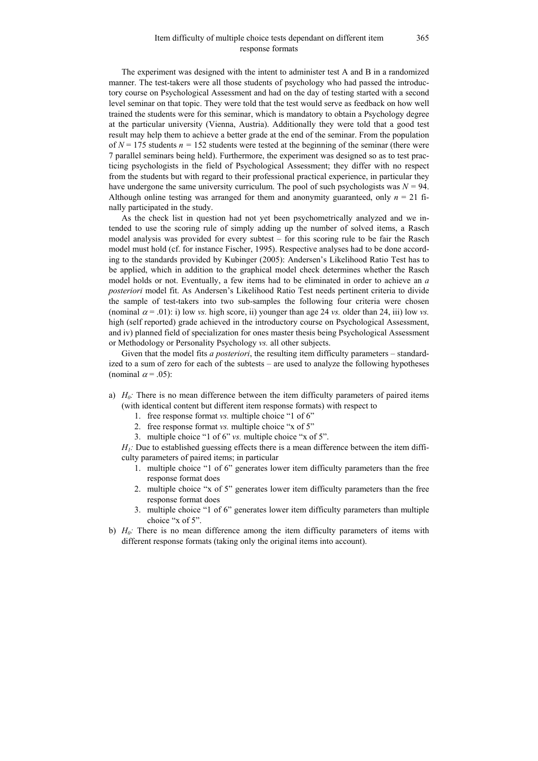The experiment was designed with the intent to administer test A and B in a randomized manner. The test-takers were all those students of psychology who had passed the introductory course on Psychological Assessment and had on the day of testing started with a second level seminar on that topic. They were told that the test would serve as feedback on how well trained the students were for this seminar, which is mandatory to obtain a Psychology degree at the particular university (Vienna, Austria). Additionally they were told that a good test result may help them to achieve a better grade at the end of the seminar. From the population of $N = 175$ students $n = 152$ students were tested at the beginning of the seminar (there were 7 parallel seminars being held). Furthermore, the experiment was designed so as to test practicing psychologists in the field of Psychological Assessment; they differ with no respect from the students but with regard to their professional practical experience, in particular they have undergone the same university curriculum. The pool of such psychologists was $N = 94$. Although online testing was arranged for them and anonymity guaranteed, only $n = 21$ finally participated in the study.

As the check list in question had not yet been psychometrically analyzed and we intended to use the scoring rule of simply adding up the number of solved items, a Rasch model analysis was provided for every subtest – for this scoring rule to be fair the Rasch model must hold (cf. for instance Fischer, 1995). Respective analyses had to be done according to the standards provided by Kubinger (2005): Andersen's Likelihood Ratio Test has to be applied, which in addition to the graphical model check determines whether the Rasch model holds or not. Eventually, a few items had to be eliminated in order to achieve an *a posteriori* model fit. As Andersen's Likelihood Ratio Test needs pertinent criteria to divide the sample of test-takers into two sub-samples the following four criteria were chosen (nominal $\alpha = .01$): i) low *vs.* high score, ii) younger than age 24 *vs.* older than 24, iii) low *vs.* high (self reported) grade achieved in the introductory course on Psychological Assessment, and iv) planned field of specialization for ones master thesis being Psychological Assessment or Methodology or Personality Psychology *vs.* all other subjects.

Given that the model fits *a posteriori*, the resulting item difficulty parameters – standardized to a sum of zero for each of the subtests – are used to analyze the following hypotheses (nominal $\alpha = .05$):

a) $H_0$: There is no mean difference between the item difficulty parameters of paired items (with identical content but different item response formats) with respect to
   1. free response format *vs.* multiple choice "1 of 6"
   2. free response format *vs.* multiple choice "x of 5"
   3. multiple choice "1 of 6" *vs.* multiple choice "x of 5".

   $H_1$: Due to established guessing effects there is a mean difference between the item difficulty parameters of paired items; in particular
   1. multiple choice "1 of 6" generates lower item difficulty parameters than the free response format does
   2. multiple choice "x of 5" generates lower item difficulty parameters than the free response format does
   3. multiple choice "1 of 6" generates lower item difficulty parameters than multiple choice "x of 5".

b) $H_0$: There is no mean difference among the item difficulty parameters of items with different response formats (taking only the original items into account).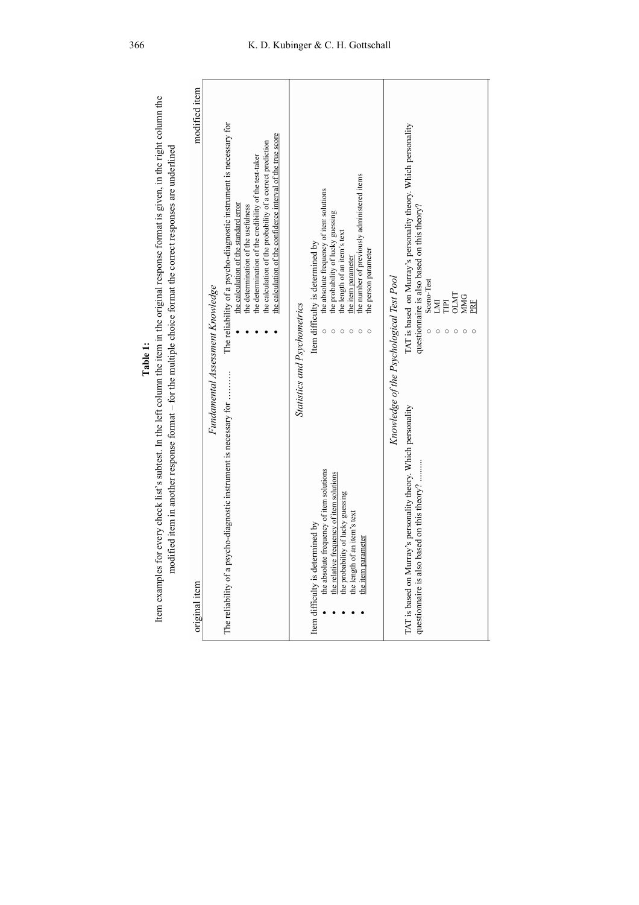**Table 1:**

Item examples for every check list's subtest. In the left column the item in the original response format is given, in the right column the modified item in another response format – for the multiple choice format the correct responses are underlined

| original item | modified item |
|---|---|
| *Fundamental Assessment Knowledge* | |
| The reliability of a psycho-diagnostic instrument is necessary for ……… | The reliability of a psycho-diagnostic instrument is necessary for<br>• <u>the calculation of the standard error</u><br>• the determination of the usefulness<br>• the determination of the credibility of the test-taker<br>• the calculation of the probability of a correct prediction<br>• <u>the calculation of the confidence interval of the true score</u> |
| *Statistics and Psychometrics* | |
| Item difficulty is determined by<br>• the absolute frequency of item solutions<br>• <u>the relative frequency of item solutions</u><br>• the probability of lucky guessing<br>• the length of an item's text<br>• <u>the item parameter</u> | Item difficulty is determined by<br>○ the absolute frequency of item solutions<br>○ the probability of lucky guessing<br>○ the length of an item's text<br>○ <u>the item parameter</u><br>○ the number of previously administered items<br>○ the person parameter |
| *Knowledge of the Psychological Test Pool* | |
| TAT is based on Murray's personality theory. Which personality questionnaire is also based on this theory? ……… | TAT is based on Murray's personality theory. Which personality questionnaire is also based on this theory?<br>○ Sceno-Test<br>○ LMI<br>○ TIPI<br>○ OLMT<br>○ MMG<br>○ <u>PRF</u> |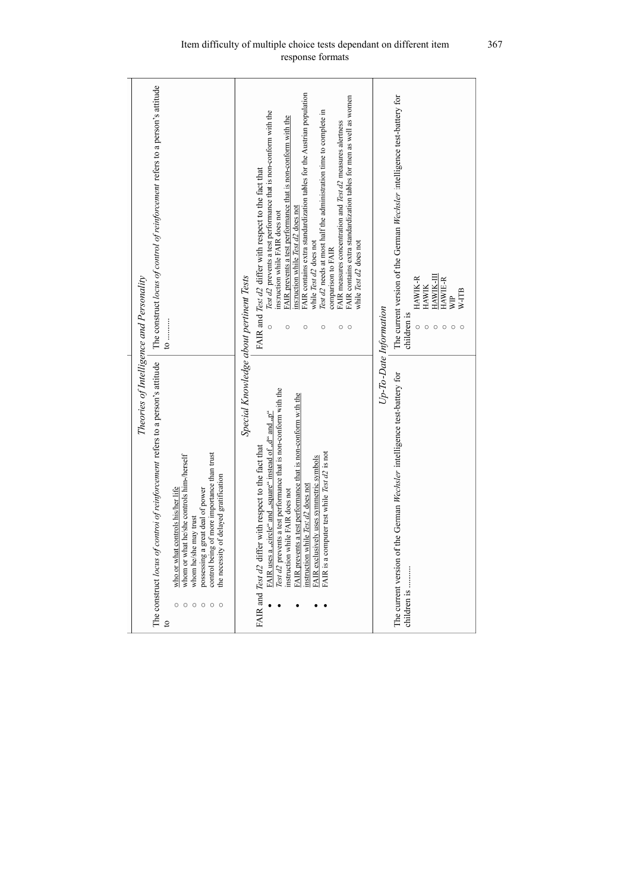| | |
|---|---|
| ***Theories of Intelligence and Personality*** | |
| The construct *locus of control of reinforcement* refers to a person's attitude to<br>○ <u>who or what controls his/her life</u><br>○ whom or what he/she controls him-/herself<br>○ whom he/she may trust<br>○ possessing a great deal of power<br>○ control being of more importance than trust<br>○ the necessity of delayed gratification | The construct *locus of control of reinforcement* refers to a person's attitude to ......... |
| ***Special Knowledge about pertinent Tests*** | |
| FAIR and *Test d2* differ with respect to the fact that<br>• <u>FAIR uses a „circle" and „square" instead of „d" and „p"</u><br>• *Test d2* prevents a test performance that is non-conform with the instruction while FAIR does not<br>• <u>FAIR prevents a test performance that is non-conform with the instruction while *Test d2* does not</u><br>• <u>FAIR exclusively uses symmetric symbols</u><br>• FAIR is a computer test while *Test d2* is not | FAIR and *Test d2* differ with respect to the fact that<br>○ *Test d2* prevents a test performance that is non-conform with the insruction while FAIR does not<br>○ <u>FAIR prevents a test performance that is non-conform with the insruction while *Test d2* does not</u><br>○ FAIR contains extra standardization tables for the Austrian population while *Test d2* does not<br>○ *Test d2* needs at most half the administration time to complete in comparison to FAIR<br>○ FAIR measures concentration and *Test d2* measures alertness<br>○ FAIR contains extra standardization tables for men as well as women while *Test d2* does not |
| ***Up-To-Date Information*** | |
| The current version of the German *Wechsler* intelligence test-battery for children is .......... | The current version of the German *Wechsler* intelligence test-battery for children is<br>○ HAWIK-R<br>○ HAWIK<br>○ <u>HAWIK-III</u><br>○ HAWIE-R<br>○ WIP<br>○ W-ITB |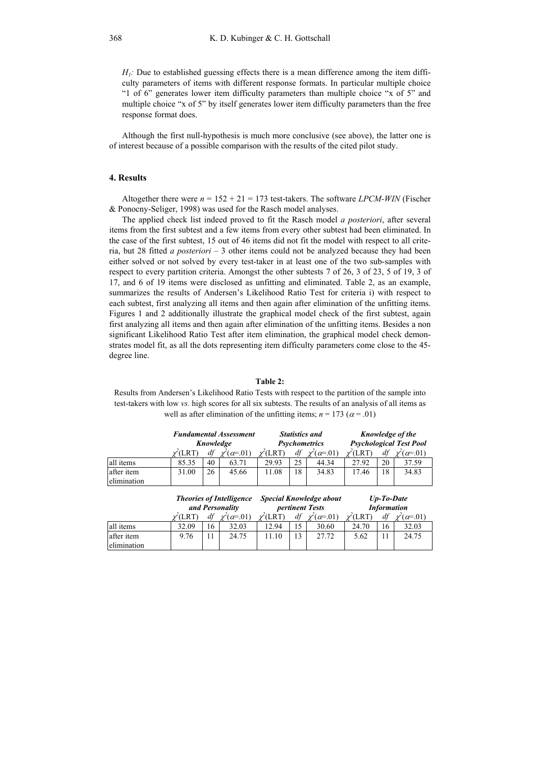*$H_1$:* Due to established guessing effects there is a mean difference among the item difficulty parameters of items with different response formats. In particular multiple choice "1 of 6" generates lower item difficulty parameters than multiple choice "x of 5" and multiple choice "x of 5" by itself generates lower item difficulty parameters than the free response format does.

Although the first null-hypothesis is much more conclusive (see above), the latter one is of interest because of a possible comparison with the results of the cited pilot study.

## 4. Results

Altogether there were $n = 152 + 21 = 173$ test-takers. The software *LPCM-WIN* (Fischer & Ponocny-Seliger, 1998) was used for the Rasch model analyses.

The applied check list indeed proved to fit the Rasch model *a posteriori*, after several items from the first subtest and a few items from every other subtest had been eliminated. In the case of the first subtest, 15 out of 46 items did not fit the model with respect to all criteria, but 28 fitted *a posteriori* – 3 other items could not be analyzed because they had been either solved or not solved by every test-taker in at least one of the two sub-samples with respect to every partition criteria. Amongst the other subtests 7 of 26, 3 of 23, 5 of 19, 3 of 17, and 6 of 19 items were disclosed as unfitting and eliminated. Table 2, as an example, summarizes the results of Andersen's Likelihood Ratio Test for criteria i) with respect to each subtest, first analyzing all items and then again after elimination of the unfitting items. Figures 1 and 2 additionally illustrate the graphical model check of the first subtest, again first analyzing all items and then again after elimination of the unfitting items. Besides a non significant Likelihood Ratio Test after item elimination, the graphical model check demonstrates model fit, as all the dots representing item difficulty parameters come close to the 45-degree line.

**Table 2:**

Results from Andersen's Likelihood Ratio Tests with respect to the partition of the sample into test-takers with low *vs.* high scores for all six subtests. The results of an analysis of all items as well as after elimination of the unfitting items; $n = 173$ ($\alpha = .01$)

| | ***Fundamental Assessment Knowledge*** | | | ***Statistics and Psychometrics*** | | | ***Knowledge of the Psychological Test Pool*** | | |
|---|---|---|---|---|---|---|---|---|---|
| | $\chi^2$(LRT) | *df* | $\chi^2(\alpha=.01)$ | $\chi^2$(LRT) | *df* | $\chi^2(\alpha=.01)$ | $\chi^2$(LRT) | *df* | $\chi^2(\alpha=.01)$ |
| all items | 85.35 | 40 | 63.71 | 29.93 | 25 | 44.34 | 27.92 | 20 | 37.59 |
| after item elimination | 31.00 | 26 | 45.66 | 11.08 | 18 | 34.83 | 17.46 | 18 | 34.83 |

| | ***Theories of Intelligence and Personality*** | | | ***Special Knowledge about pertinent Tests*** | | | ***Up-To-Date Information*** | | |
|---|---|---|---|---|---|---|---|---|---|
| | $\chi^2$(LRT) | *df* | $\chi^2(\alpha=.01)$ | $\chi^2$(LRT) | *df* | $\chi^2(\alpha=.01)$ | $\chi^2$(LRT) | *df* | $\chi^2(\alpha=.01)$ |
| all items | 32.09 | 16 | 32.03 | 12.94 | 15 | 30.60 | 24.70 | 16 | 32.03 |
| after item elimination | 9.76 | 11 | 24.75 | 11.10 | 13 | 27.72 | 5.62 | 11 | 24.75 |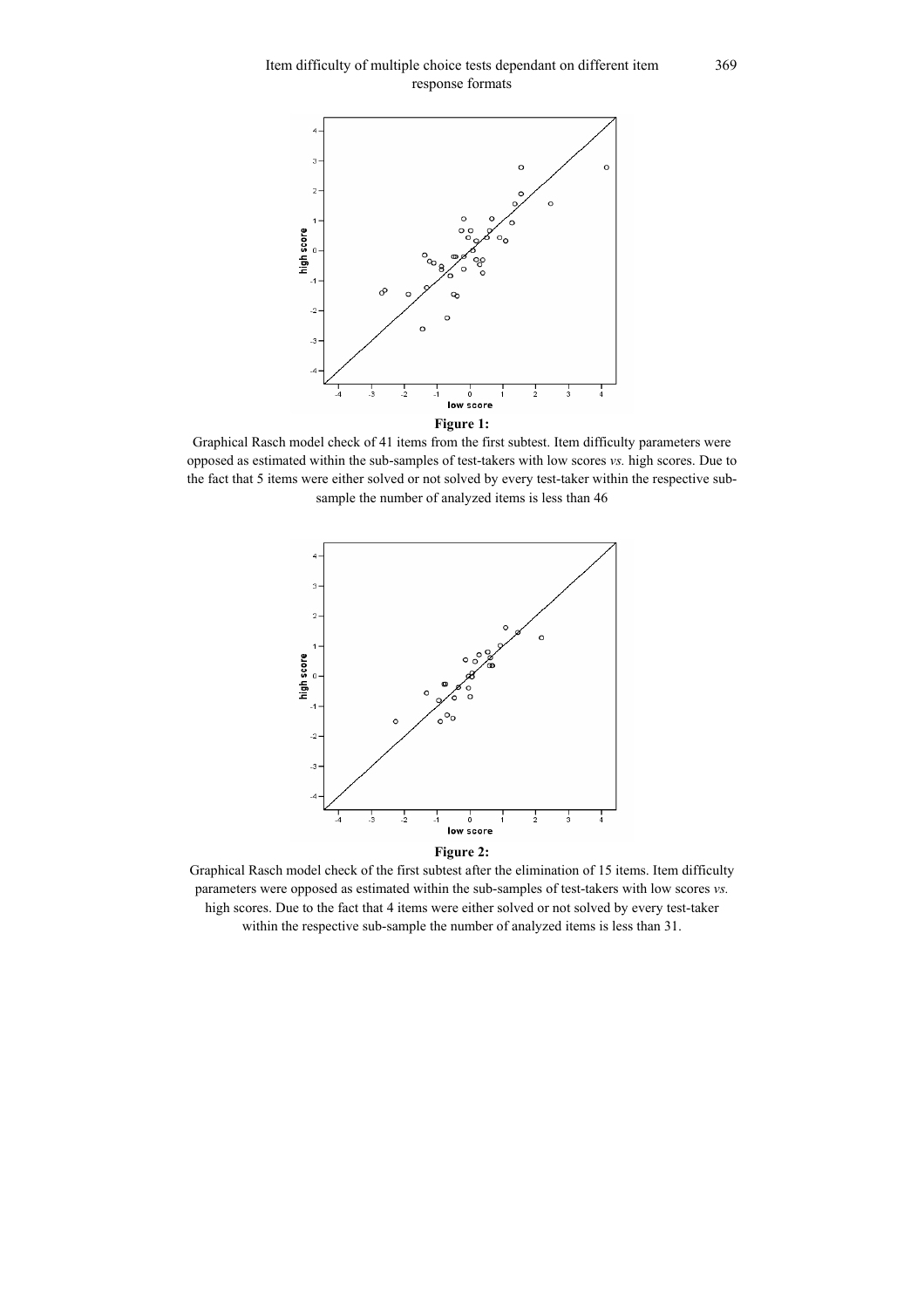**Figure 1:**

Graphical Rasch model check of 41 items from the first subtest. Item difficulty parameters were opposed as estimated within the sub-samples of test-takers with low scores *vs.* high scores. Due to the fact that 5 items were either solved or not solved by every test-taker within the respective sub-sample the number of analyzed items is less than 46

**Figure 2:**

Graphical Rasch model check of the first subtest after the elimination of 15 items. Item difficulty parameters were opposed as estimated within the sub-samples of test-takers with low scores *vs.* high scores. Due to the fact that 4 items were either solved or not solved by every test-taker within the respective sub-sample the number of analyzed items is less than 31.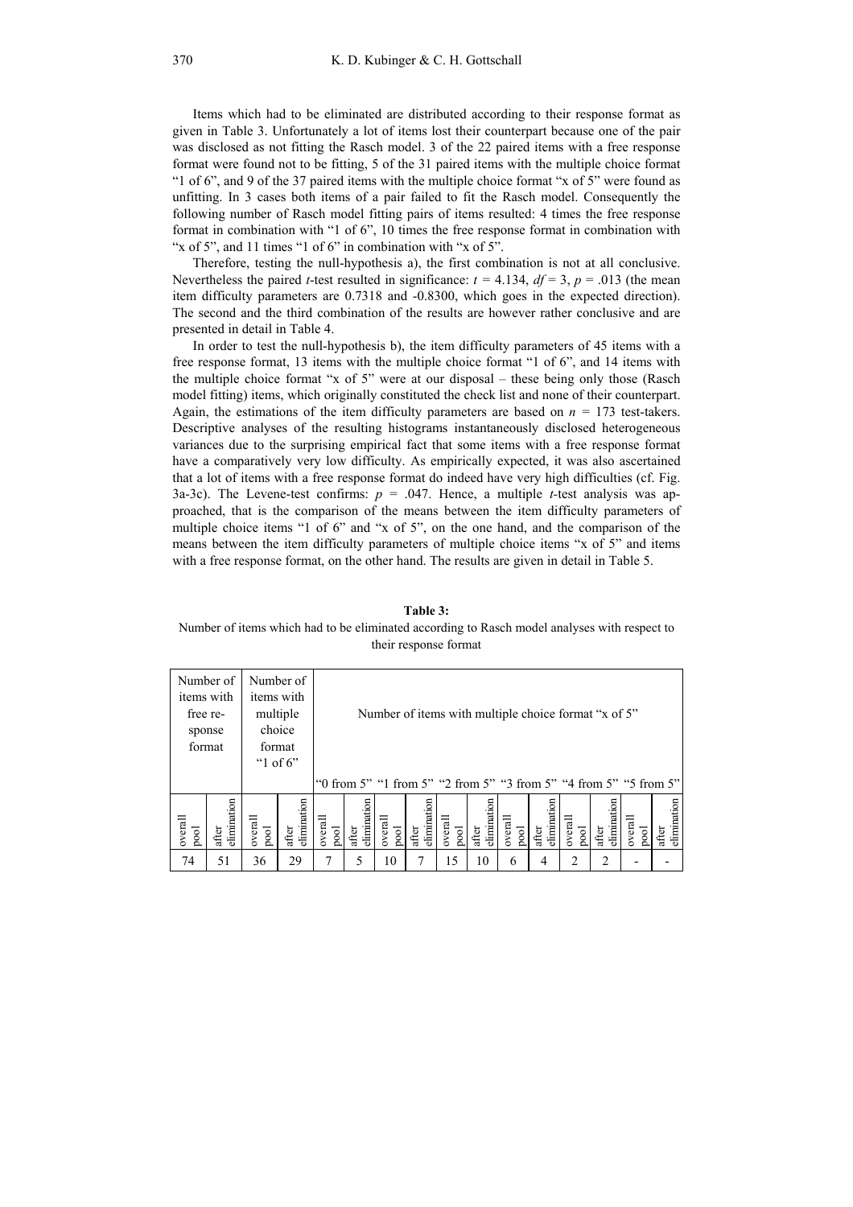Items which had to be eliminated are distributed according to their response format as given in Table 3. Unfortunately a lot of items lost their counterpart because one of the pair was disclosed as not fitting the Rasch model. 3 of the 22 paired items with a free response format were found not to be fitting, 5 of the 31 paired items with the multiple choice format "1 of 6", and 9 of the 37 paired items with the multiple choice format "x of 5" were found as unfitting. In 3 cases both items of a pair failed to fit the Rasch model. Consequently the following number of Rasch model fitting pairs of items resulted: 4 times the free response format in combination with "1 of 6", 10 times the free response format in combination with "x of 5", and 11 times "1 of 6" in combination with "x of 5".

Therefore, testing the null-hypothesis a), the first combination is not at all conclusive. Nevertheless the paired *t*-test resulted in significance: $t = 4.134$, $df = 3$, $p = .013$ (the mean item difficulty parameters are 0.7318 and -0.8300, which goes in the expected direction). The second and the third combination of the results are however rather conclusive and are presented in detail in Table 4.

In order to test the null-hypothesis b), the item difficulty parameters of 45 items with a free response format, 13 items with the multiple choice format "1 of 6", and 14 items with the multiple choice format "x of 5" were at our disposal – these being only those (Rasch model fitting) items, which originally constituted the check list and none of their counterpart. Again, the estimations of the item difficulty parameters are based on $n = 173$ test-takers. Descriptive analyses of the resulting histograms instantaneously disclosed heterogeneous variances due to the surprising empirical fact that some items with a free response format have a comparatively very low difficulty. As empirically expected, it was also ascertained that a lot of items with a free response format do indeed have very high difficulties (cf. Fig. 3a-3c). The Levene-test confirms: $p = .047$. Hence, a multiple *t*-test analysis was approached, that is the comparison of the means between the item difficulty parameters of multiple choice items "1 of 6" and "x of 5", on the one hand, and the comparison of the means between the item difficulty parameters of multiple choice items "x of 5" and items with a free response format, on the other hand. The results are given in detail in Table 5.

**Table 3:**
Number of items which had to be eliminated according to Rasch model analyses with respect to their response format

| Number of items with free response format | | Number of items with multiple choice format "1 of 6" | | Number of items with multiple choice format "x of 5" | | | | | | | | | | | |
|---|---|---|---|---|---|---|---|---|---|---|---|---|---|---|---|
| | | | | "0 from 5" | | "1 from 5" | | "2 from 5" | | "3 from 5" | | "4 from 5" | | "5 from 5" | |
| overall pool | after elimination | overall pool | after elimination | overall pool | after elimination | overall pool | after elimination | overall pool | after elimination | overall pool | after elimination | overall pool | after elimination | overall pool | after elimination |
| 74 | 51 | 36 | 29 | 7 | 5 | 10 | 7 | 15 | 10 | 6 | 4 | 2 | 2 | - | - |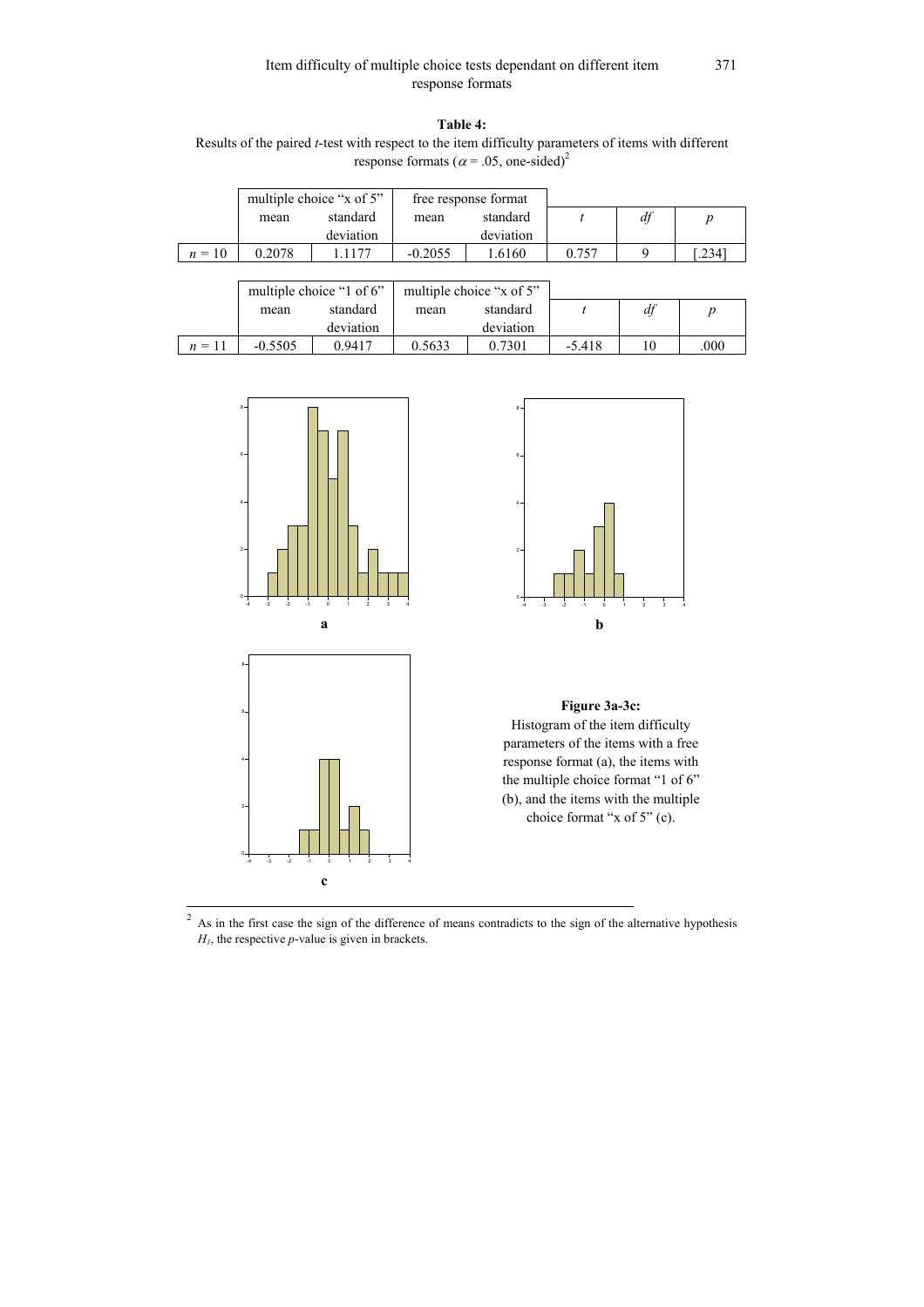**Table 4:**
Results of the paired *t*-test with respect to the item difficulty parameters of items with different response formats ($\alpha = .05$, one-sided)[2]

| | multiple choice "x of 5" | | free response format | | | | |
|---|---|---|---|---|---|---|---|
| | mean | standard deviation | mean | standard deviation | $t$ | $df$ | $p$ |
| $n = 10$ | 0.2078 | 1.1177 | -0.2055 | 1.6160 | 0.757 | 9 | [.234] |

| | multiple choice "1 of 6" | | multiple choice "x of 5" | | | | |
|---|---|---|---|---|---|---|---|
| | mean | standard deviation | mean | standard deviation | $t$ | $df$ | $p$ |
| $n = 11$ | -0.5505 | 0.9417 | 0.5633 | 0.7301 | -5.418 | 10 | .000 |

**Figure 3a-3c:**
Histogram of the item difficulty parameters of the items with a free response format (a), the items with the multiple choice format "1 of 6" (b), and the items with the multiple choice format "x of 5" (c).

[2] As in the first case the sign of the difference of means contradicts to the sign of the alternative hypothesis $H_1$, the respective *p*-value is given in brackets.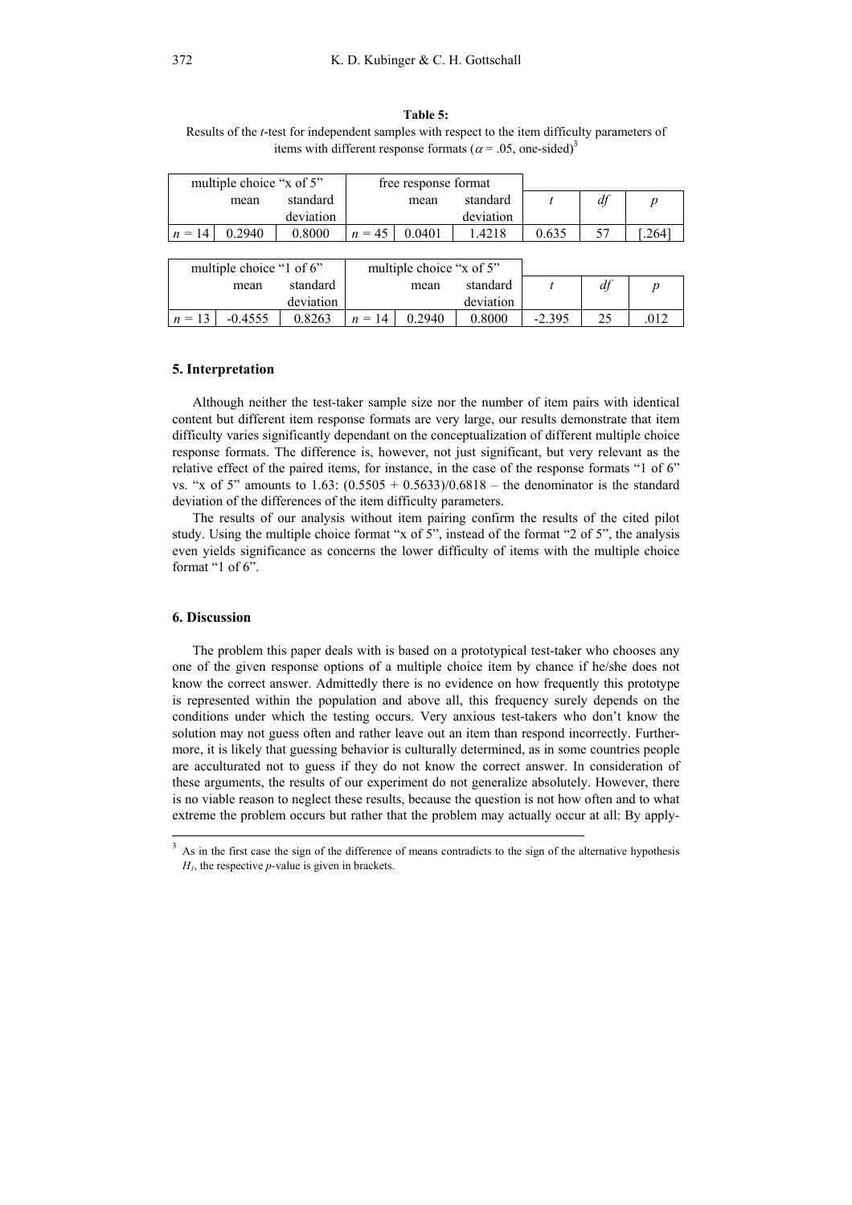**Table 5:**
Results of the *t*-test for independent samples with respect to the item difficulty parameters of items with different response formats ($\alpha = .05$, one-sided)[3]

| multiple choice "x of 5" | | | free response format | | | | | |
|---|---|---|---|---|---|---|---|---|
| | mean | standard deviation | | mean | standard deviation | $t$ | $df$ | $p$ |
| $n = 14$ | 0.2940 | 0.8000 | $n = 45$ | 0.0401 | 1.4218 | 0.635 | 57 | [.264] |

| multiple choice "1 of 6" | | | multiple choice "x of 5" | | | | | |
|---|---|---|---|---|---|---|---|---|
| | mean | standard deviation | | mean | standard deviation | $t$ | $df$ | $p$ |
| $n = 13$ | -0.4555 | 0.8263 | $n = 14$ | 0.2940 | 0.8000 | -2.395 | 25 | .012 |

## 5. Interpretation

Although neither the test-taker sample size nor the number of item pairs with identical content but different item response formats are very large, our results demonstrate that item difficulty varies significantly dependant on the conceptualization of different multiple choice response formats. The difference is, however, not just significant, but very relevant as the relative effect of the paired items, for instance, in the case of the response formats "1 of 6" vs. "x of 5" amounts to 1.63: $(0.5505 + 0.5633)/0.6818$ – the denominator is the standard deviation of the differences of the item difficulty parameters.

The results of our analysis without item pairing confirm the results of the cited pilot study. Using the multiple choice format "x of 5", instead of the format "2 of 5", the analysis even yields significance as concerns the lower difficulty of items with the multiple choice format "1 of 6".

## 6. Discussion

The problem this paper deals with is based on a prototypical test-taker who chooses any one of the given response options of a multiple choice item by chance if he/she does not know the correct answer. Admittedly there is no evidence on how frequently this prototype is represented within the population and above all, this frequency surely depends on the conditions under which the testing occurs. Very anxious test-takers who don't know the solution may not guess often and rather leave out an item than respond incorrectly. Furthermore, it is likely that guessing behavior is culturally determined, as in some countries people are acculturated not to guess if they do not know the correct answer. In consideration of these arguments, the results of our experiment do not generalize absolutely. However, there is no viable reason to neglect these results, because the question is not how often and to what extreme the problem occurs but rather that the problem may actually occur at all: By apply-

[3] As in the first case the sign of the difference of means contradicts to the sign of the alternative hypothesis $H_1$, the respective *p*-value is given in brackets.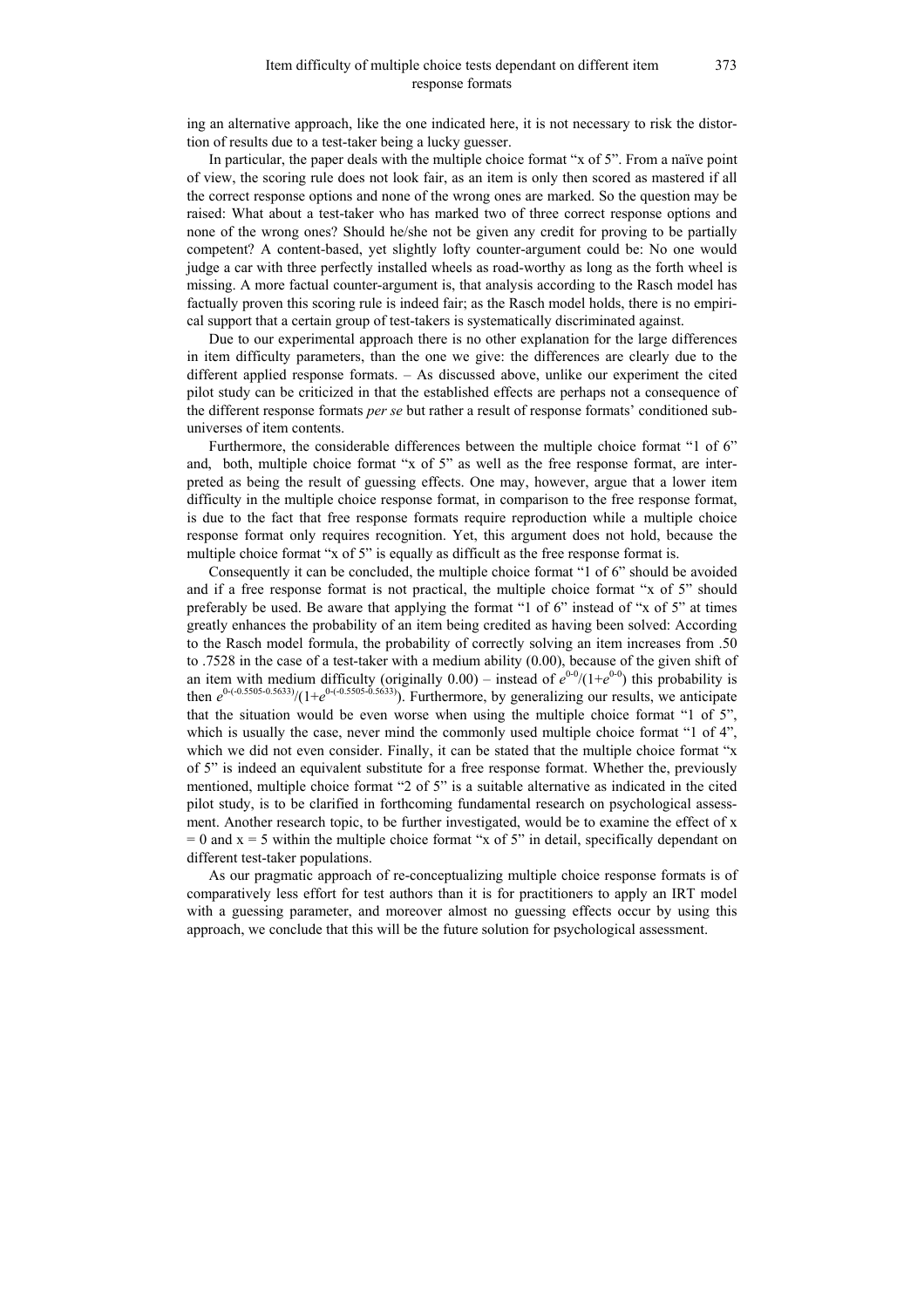ing an alternative approach, like the one indicated here, it is not necessary to risk the distortion of results due to a test-taker being a lucky guesser.

In particular, the paper deals with the multiple choice format "x of 5". From a naïve point of view, the scoring rule does not look fair, as an item is only then scored as mastered if all the correct response options and none of the wrong ones are marked. So the question may be raised: What about a test-taker who has marked two of three correct response options and none of the wrong ones? Should he/she not be given any credit for proving to be partially competent? A content-based, yet slightly lofty counter-argument could be: No one would judge a car with three perfectly installed wheels as road-worthy as long as the forth wheel is missing. A more factual counter-argument is, that analysis according to the Rasch model has factually proven this scoring rule is indeed fair; as the Rasch model holds, there is no empirical support that a certain group of test-takers is systematically discriminated against.

Due to our experimental approach there is no other explanation for the large differences in item difficulty parameters, than the one we give: the differences are clearly due to the different applied response formats. – As discussed above, unlike our experiment the cited pilot study can be criticized in that the established effects are perhaps not a consequence of the different response formats *per se* but rather a result of response formats' conditioned sub-universes of item contents.

Furthermore, the considerable differences between the multiple choice format "1 of 6" and, both, multiple choice format "x of 5" as well as the free response format, are interpreted as being the result of guessing effects. One may, however, argue that a lower item difficulty in the multiple choice response format, in comparison to the free response format, is due to the fact that free response formats require reproduction while a multiple choice response format only requires recognition. Yet, this argument does not hold, because the multiple choice format "x of 5" is equally as difficult as the free response format is.

Consequently it can be concluded, the multiple choice format "1 of 6" should be avoided and if a free response format is not practical, the multiple choice format "x of 5" should preferably be used. Be aware that applying the format "1 of 6" instead of "x of 5" at times greatly enhances the probability of an item being credited as having been solved: According to the Rasch model formula, the probability of correctly solving an item increases from .50 to .7528 in the case of a test-taker with a medium ability (0.00), because of the given shift of an item with medium difficulty (originally 0.00) – instead of $e^{0-0}/(1+e^{0-0})$ this probability is then $e^{0-(-0.5505-0.5633)}/(1+e^{0-(-0.5505-0.5633)})$. Furthermore, by generalizing our results, we anticipate that the situation would be even worse when using the multiple choice format "1 of 5", which is usually the case, never mind the commonly used multiple choice format "1 of 4", which we did not even consider. Finally, it can be stated that the multiple choice format "x of 5" is indeed an equivalent substitute for a free response format. Whether the, previously mentioned, multiple choice format "2 of 5" is a suitable alternative as indicated in the cited pilot study, is to be clarified in forthcoming fundamental research on psychological assessment. Another research topic, to be further investigated, would be to examine the effect of x = 0 and x = 5 within the multiple choice format "x of 5" in detail, specifically dependant on different test-taker populations.

As our pragmatic approach of re-conceptualizing multiple choice response formats is of comparatively less effort for test authors than it is for practitioners to apply an IRT model with a guessing parameter, and moreover almost no guessing effects occur by using this approach, we conclude that this will be the future solution for psychological assessment.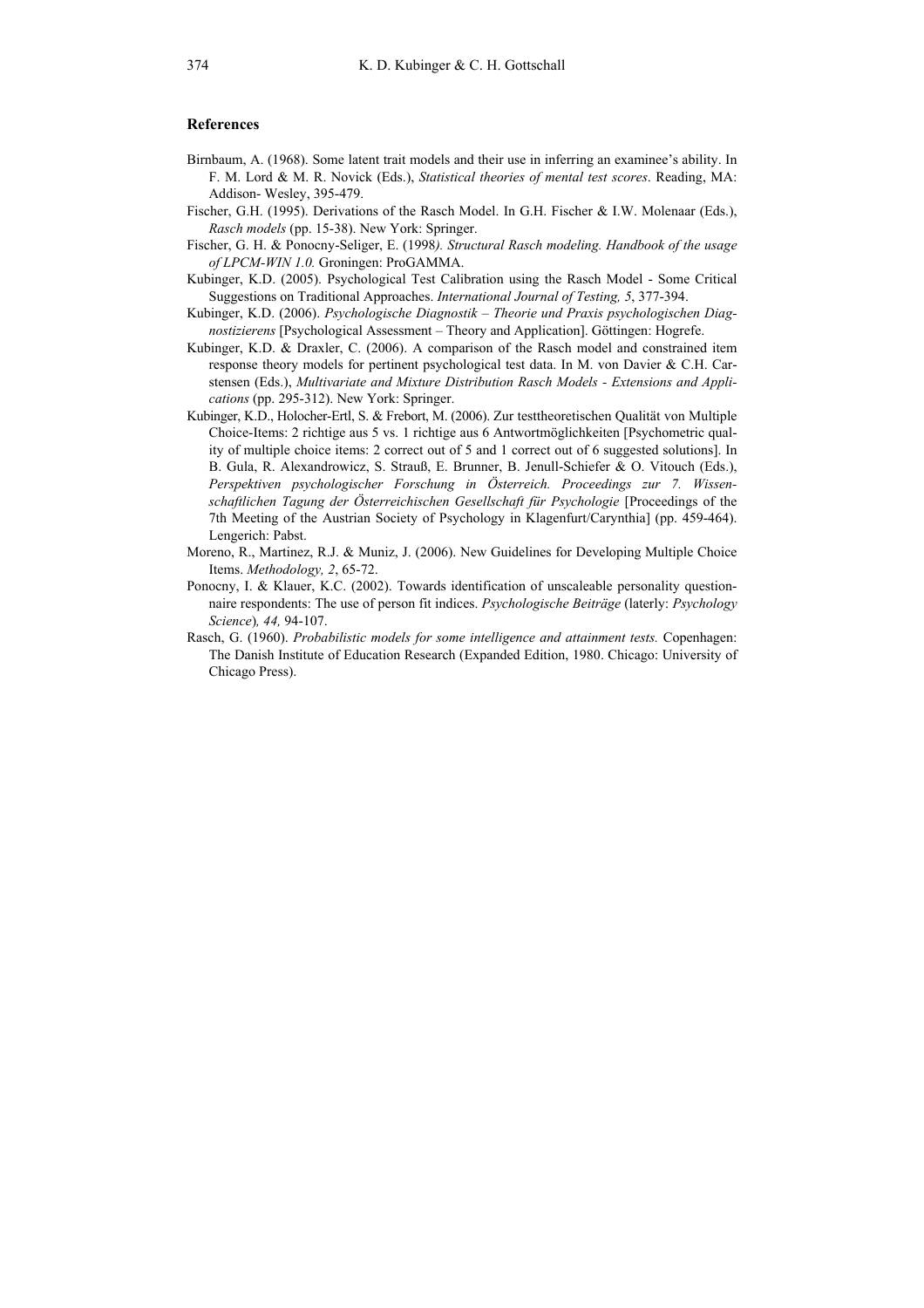## References

Birnbaum, A. (1968). Some latent trait models and their use in inferring an examinee's ability. In F. M. Lord & M. R. Novick (Eds.), *Statistical theories of mental test scores*. Reading, MA: Addison- Wesley, 395-479.

Fischer, G.H. (1995). Derivations of the Rasch Model. In G.H. Fischer & I.W. Molenaar (Eds.), *Rasch models* (pp. 15-38). New York: Springer.

Fischer, G. H. & Ponocny-Seliger, E. (1998*). Structural Rasch modeling. Handbook of the usage of LPCM-WIN 1.0.* Groningen: ProGAMMA.

Kubinger, K.D. (2005). Psychological Test Calibration using the Rasch Model - Some Critical Suggestions on Traditional Approaches. *International Journal of Testing, 5*, 377-394.

Kubinger, K.D. (2006). *Psychologische Diagnostik – Theorie und Praxis psychologischen Diagnostizierens* [Psychological Assessment – Theory and Application]. Göttingen: Hogrefe.

Kubinger, K.D. & Draxler, C. (2006). A comparison of the Rasch model and constrained item response theory models for pertinent psychological test data. In M. von Davier & C.H. Carstensen (Eds.), *Multivariate and Mixture Distribution Rasch Models - Extensions and Applications* (pp. 295-312). New York: Springer.

Kubinger, K.D., Holocher-Ertl, S. & Frebort, M. (2006). Zur testtheoretischen Qualität von Multiple Choice-Items: 2 richtige aus 5 vs. 1 richtige aus 6 Antwortmöglichkeiten [Psychometric quality of multiple choice items: 2 correct out of 5 and 1 correct out of 6 suggested solutions]. In B. Gula, R. Alexandrowicz, S. Strauß, E. Brunner, B. Jenull-Schiefer & O. Vitouch (Eds.), *Perspektiven psychologischer Forschung in Österreich. Proceedings zur 7. Wissenschaftlichen Tagung der Österreichischen Gesellschaft für Psychologie* [Proceedings of the 7th Meeting of the Austrian Society of Psychology in Klagenfurt/Carynthia] (pp. 459-464). Lengerich: Pabst.

Moreno, R., Martinez, R.J. & Muniz, J. (2006). New Guidelines for Developing Multiple Choice Items. *Methodology, 2*, 65-72.

Ponocny, I. & Klauer, K.C. (2002). Towards identification of unscaleable personality questionnaire respondents: The use of person fit indices. *Psychologische Beiträge* (laterly: *Psychology Science*)*, 44,* 94-107.

Rasch, G. (1960). *Probabilistic models for some intelligence and attainment tests.* Copenhagen: The Danish Institute of Education Research (Expanded Edition, 1980. Chicago: University of Chicago Press).